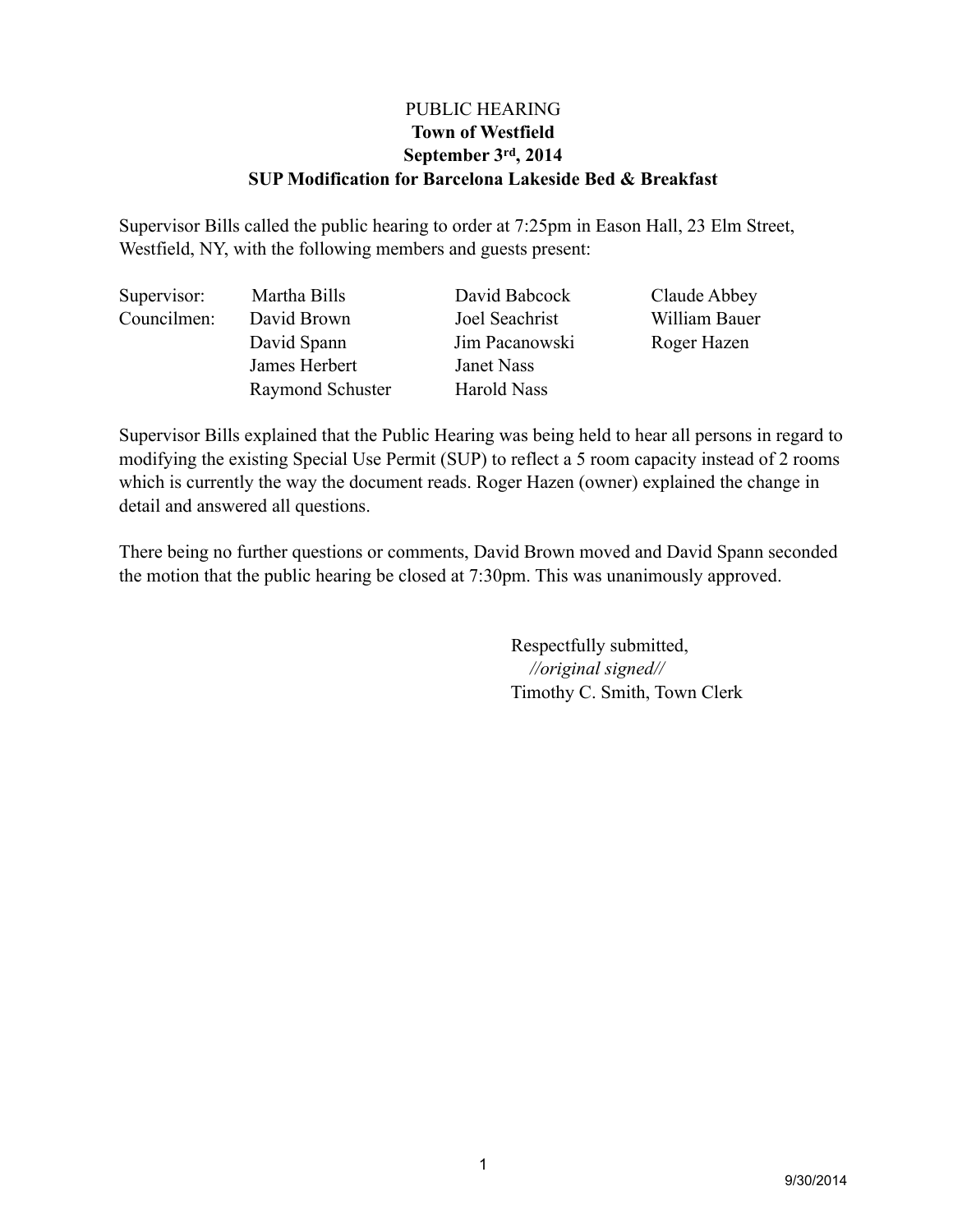PUBLIC HEARING

**Town of Westfield**

**September 3rd, 2014**

**SUP Modification for Barcelona Lakeside Bed & Breakfast**

Supervisor Bills called the public hearing to order at 7:25pm in Eason Hall, 23 Elm Street, Westfield, NY, with the following members and guests present:

| | | | |
|---|---|---|---|
| Supervisor: | Martha Bills | David Babcock | Claude Abbey |
| Councilmen: | David Brown | Joel Seachrist | William Bauer |
| | David Spann | Jim Pacanowski | Roger Hazen |
| | James Herbert | Janet Nass | |
| | Raymond Schuster | Harold Nass | |

Supervisor Bills explained that the Public Hearing was being held to hear all persons in regard to modifying the existing Special Use Permit (SUP) to reflect a 5 room capacity instead of 2 rooms which is currently the way the document reads. Roger Hazen (owner) explained the change in detail and answered all questions.

There being no further questions or comments, David Brown moved and David Spann seconded the motion that the public hearing be closed at 7:30pm. This was unanimously approved.

Respectfully submitted,

*//original signed//*

Timothy C. Smith, Town Clerk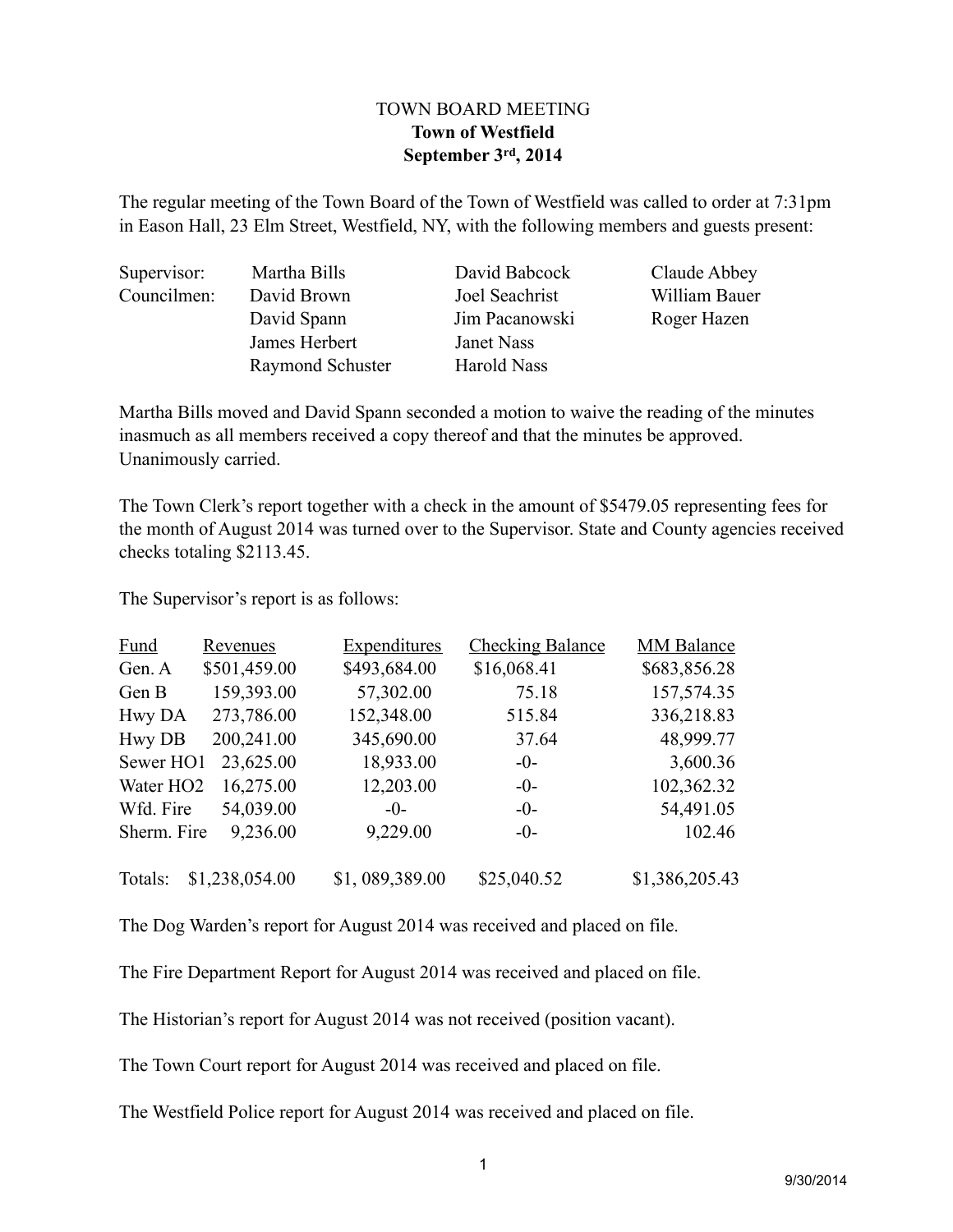TOWN BOARD MEETING
**Town of Westfield**
**September 3rd, 2014**

The regular meeting of the Town Board of the Town of Westfield was called to order at 7:31pm in Eason Hall, 23 Elm Street, Westfield, NY, with the following members and guests present:

| | | | |
|---|---|---|---|
| Supervisor: | Martha Bills | David Babcock | Claude Abbey |
| Councilmen: | David Brown | Joel Seachrist | William Bauer |
| | David Spann | Jim Pacanowski | Roger Hazen |
| | James Herbert | Janet Nass | |
| | Raymond Schuster | Harold Nass | |

Martha Bills moved and David Spann seconded a motion to waive the reading of the minutes inasmuch as all members received a copy thereof and that the minutes be approved. Unanimously carried.

The Town Clerk's report together with a check in the amount of $5479.05 representing fees for the month of August 2014 was turned over to the Supervisor. State and County agencies received checks totaling $2113.45.

The Supervisor's report is as follows:

| Fund | Revenues | Expenditures | Checking Balance | MM Balance |
|---|---|---|---|---|
| Gen. A | $501,459.00 | $493,684.00 | $16,068.41 | $683,856.28 |
| Gen B | 159,393.00 | 57,302.00 | 75.18 | 157,574.35 |
| Hwy DA | 273,786.00 | 152,348.00 | 515.84 | 336,218.83 |
| Hwy DB | 200,241.00 | 345,690.00 | 37.64 | 48,999.77 |
| Sewer HO1 | 23,625.00 | 18,933.00 | -0- | 3,600.36 |
| Water HO2 | 16,275.00 | 12,203.00 | -0- | 102,362.32 |
| Wfd. Fire | 54,039.00 | -0- | -0- | 54,491.05 |
| Sherm. Fire | 9,236.00 | 9,229.00 | -0- | 102.46 |
| Totals: | $1,238,054.00 | $1, 089,389.00 | $25,040.52 | $1,386,205.43 |

The Dog Warden's report for August 2014 was received and placed on file.

The Fire Department Report for August 2014 was received and placed on file.

The Historian's report for August 2014 was not received (position vacant).

The Town Court report for August 2014 was received and placed on file.

The Westfield Police report for August 2014 was received and placed on file.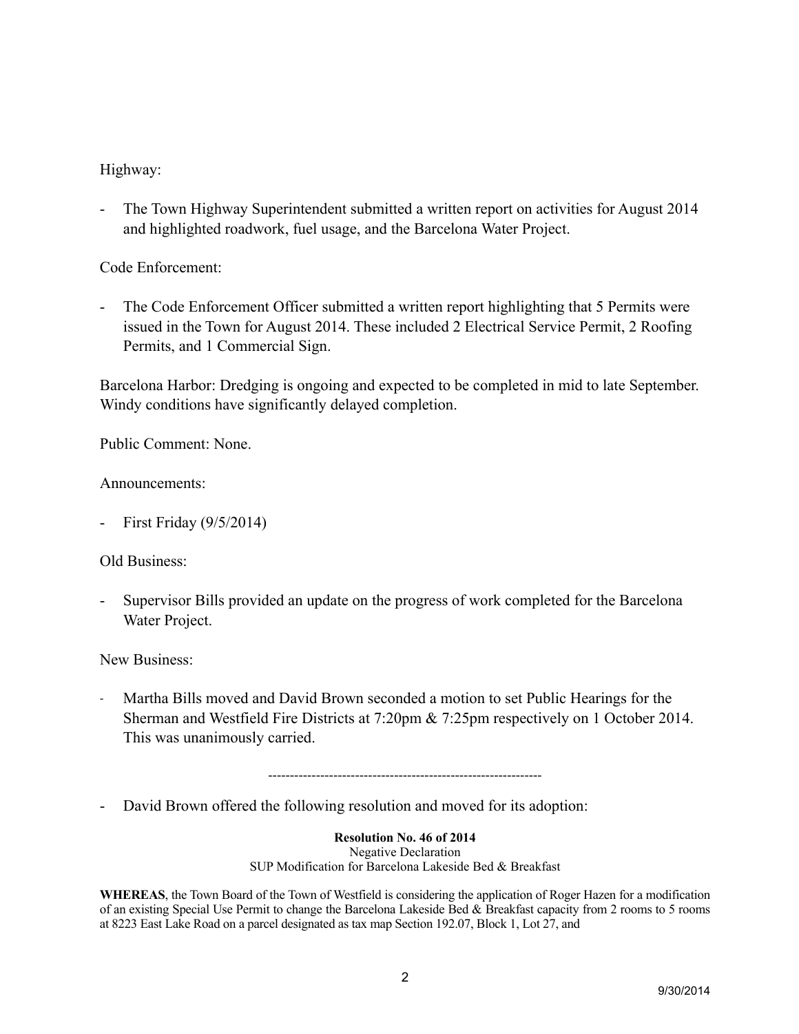Highway:

- The Town Highway Superintendent submitted a written report on activities for August 2014 and highlighted roadwork, fuel usage, and the Barcelona Water Project.

Code Enforcement:

- The Code Enforcement Officer submitted a written report highlighting that 5 Permits were issued in the Town for August 2014. These included 2 Electrical Service Permit, 2 Roofing Permits, and 1 Commercial Sign.

Barcelona Harbor: Dredging is ongoing and expected to be completed in mid to late September. Windy conditions have significantly delayed completion.

Public Comment: None.

Announcements:

- First Friday (9/5/2014)

Old Business:

- Supervisor Bills provided an update on the progress of work completed for the Barcelona Water Project.

New Business:

- Martha Bills moved and David Brown seconded a motion to set Public Hearings for the Sherman and Westfield Fire Districts at 7:20pm & 7:25pm respectively on 1 October 2014. This was unanimously carried.

---------------------------------------------------------------

- David Brown offered the following resolution and moved for its adoption:

**Resolution No. 46 of 2014**
Negative Declaration
SUP Modification for Barcelona Lakeside Bed & Breakfast

**WHEREAS**, the Town Board of the Town of Westfield is considering the application of Roger Hazen for a modification of an existing Special Use Permit to change the Barcelona Lakeside Bed & Breakfast capacity from 2 rooms to 5 rooms at 8223 East Lake Road on a parcel designated as tax map Section 192.07, Block 1, Lot 27, and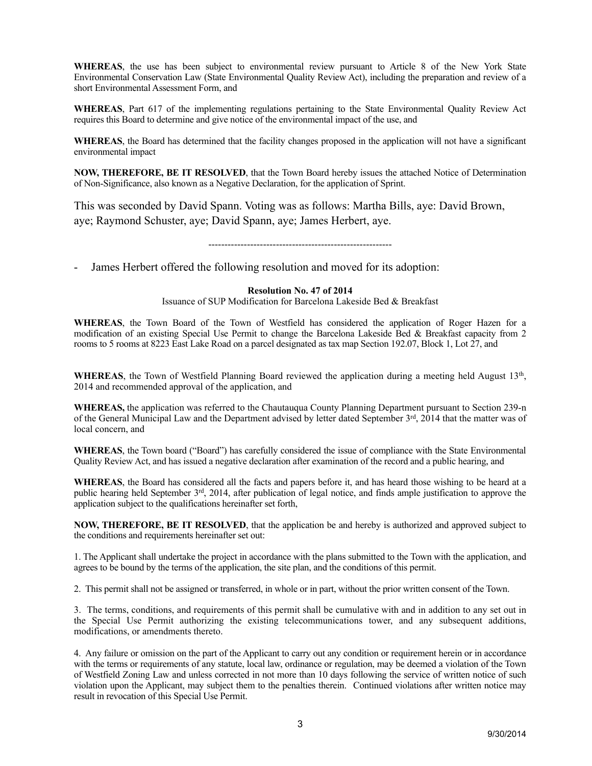**WHEREAS**, the use has been subject to environmental review pursuant to Article 8 of the New York State Environmental Conservation Law (State Environmental Quality Review Act), including the preparation and review of a short Environmental Assessment Form, and

**WHEREAS**, Part 617 of the implementing regulations pertaining to the State Environmental Quality Review Act requires this Board to determine and give notice of the environmental impact of the use, and

**WHEREAS**, the Board has determined that the facility changes proposed in the application will not have a significant environmental impact

**NOW, THEREFORE, BE IT RESOLVED**, that the Town Board hereby issues the attached Notice of Determination of Non-Significance, also known as a Negative Declaration, for the application of Sprint.

This was seconded by David Spann. Voting was as follows: Martha Bills, aye: David Brown, aye; Raymond Schuster, aye; David Spann, aye; James Herbert, aye.

---------------------------------------------------------

- James Herbert offered the following resolution and moved for its adoption:

**Resolution No. 47 of 2014**

Issuance of SUP Modification for Barcelona Lakeside Bed & Breakfast

**WHEREAS**, the Town Board of the Town of Westfield has considered the application of Roger Hazen for a modification of an existing Special Use Permit to change the Barcelona Lakeside Bed & Breakfast capacity from 2 rooms to 5 rooms at 8223 East Lake Road on a parcel designated as tax map Section 192.07, Block 1, Lot 27, and

**WHEREAS**, the Town of Westfield Planning Board reviewed the application during a meeting held August 13th, 2014 and recommended approval of the application, and

**WHEREAS,** the application was referred to the Chautauqua County Planning Department pursuant to Section 239-n of the General Municipal Law and the Department advised by letter dated September 3rd, 2014 that the matter was of local concern, and

**WHEREAS**, the Town board ("Board") has carefully considered the issue of compliance with the State Environmental Quality Review Act, and has issued a negative declaration after examination of the record and a public hearing, and

**WHEREAS**, the Board has considered all the facts and papers before it, and has heard those wishing to be heard at a public hearing held September 3rd, 2014, after publication of legal notice, and finds ample justification to approve the application subject to the qualifications hereinafter set forth,

**NOW, THEREFORE, BE IT RESOLVED**, that the application be and hereby is authorized and approved subject to the conditions and requirements hereinafter set out:

1. The Applicant shall undertake the project in accordance with the plans submitted to the Town with the application, and agrees to be bound by the terms of the application, the site plan, and the conditions of this permit.

2. This permit shall not be assigned or transferred, in whole or in part, without the prior written consent of the Town.

3. The terms, conditions, and requirements of this permit shall be cumulative with and in addition to any set out in the Special Use Permit authorizing the existing telecommunications tower, and any subsequent additions, modifications, or amendments thereto.

4. Any failure or omission on the part of the Applicant to carry out any condition or requirement herein or in accordance with the terms or requirements of any statute, local law, ordinance or regulation, may be deemed a violation of the Town of Westfield Zoning Law and unless corrected in not more than 10 days following the service of written notice of such violation upon the Applicant, may subject them to the penalties therein. Continued violations after written notice may result in revocation of this Special Use Permit.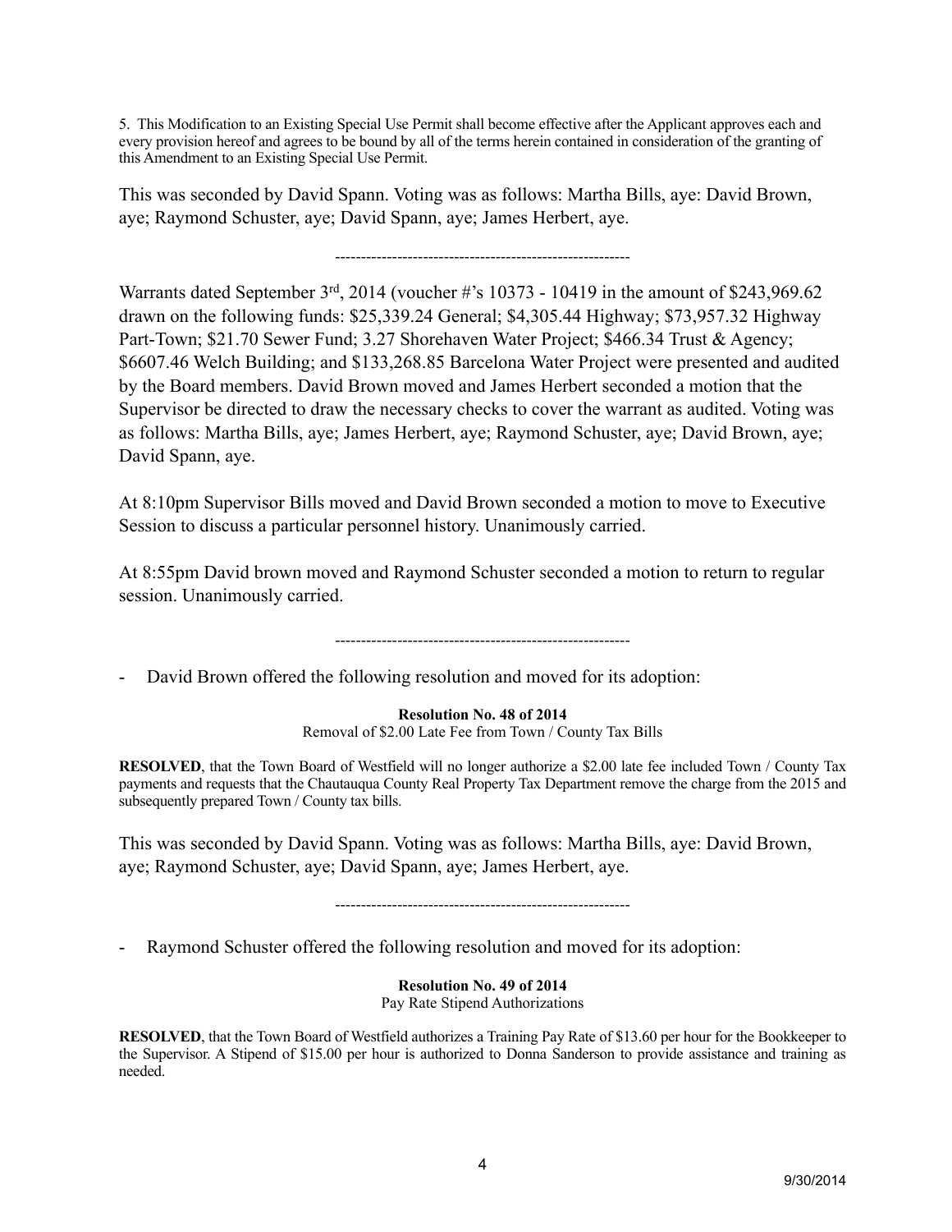5. This Modification to an Existing Special Use Permit shall become effective after the Applicant approves each and every provision hereof and agrees to be bound by all of the terms herein contained in consideration of the granting of this Amendment to an Existing Special Use Permit.

This was seconded by David Spann. Voting was as follows: Martha Bills, aye: David Brown, aye; Raymond Schuster, aye; David Spann, aye; James Herbert, aye.

---------------------------------------------------------

Warrants dated September 3rd, 2014 (voucher #'s 10373 - 10419 in the amount of $243,969.62 drawn on the following funds: $25,339.24 General; $4,305.44 Highway; $73,957.32 Highway Part-Town; $21.70 Sewer Fund; 3.27 Shorehaven Water Project; $466.34 Trust & Agency; $6607.46 Welch Building; and $133,268.85 Barcelona Water Project were presented and audited by the Board members. David Brown moved and James Herbert seconded a motion that the Supervisor be directed to draw the necessary checks to cover the warrant as audited. Voting was as follows: Martha Bills, aye; James Herbert, aye; Raymond Schuster, aye; David Brown, aye; David Spann, aye.

At 8:10pm Supervisor Bills moved and David Brown seconded a motion to move to Executive Session to discuss a particular personnel history. Unanimously carried.

At 8:55pm David brown moved and Raymond Schuster seconded a motion to return to regular session. Unanimously carried.

---------------------------------------------------------

- David Brown offered the following resolution and moved for its adoption:

**Resolution No. 48 of 2014**
Removal of $2.00 Late Fee from Town / County Tax Bills

**RESOLVED**, that the Town Board of Westfield will no longer authorize a $2.00 late fee included Town / County Tax payments and requests that the Chautauqua County Real Property Tax Department remove the charge from the 2015 and subsequently prepared Town / County tax bills.

This was seconded by David Spann. Voting was as follows: Martha Bills, aye: David Brown, aye; Raymond Schuster, aye; David Spann, aye; James Herbert, aye.

---------------------------------------------------------

- Raymond Schuster offered the following resolution and moved for its adoption:

**Resolution No. 49 of 2014**
Pay Rate Stipend Authorizations

**RESOLVED**, that the Town Board of Westfield authorizes a Training Pay Rate of $13.60 per hour for the Bookkeeper to the Supervisor. A Stipend of $15.00 per hour is authorized to Donna Sanderson to provide assistance and training as needed.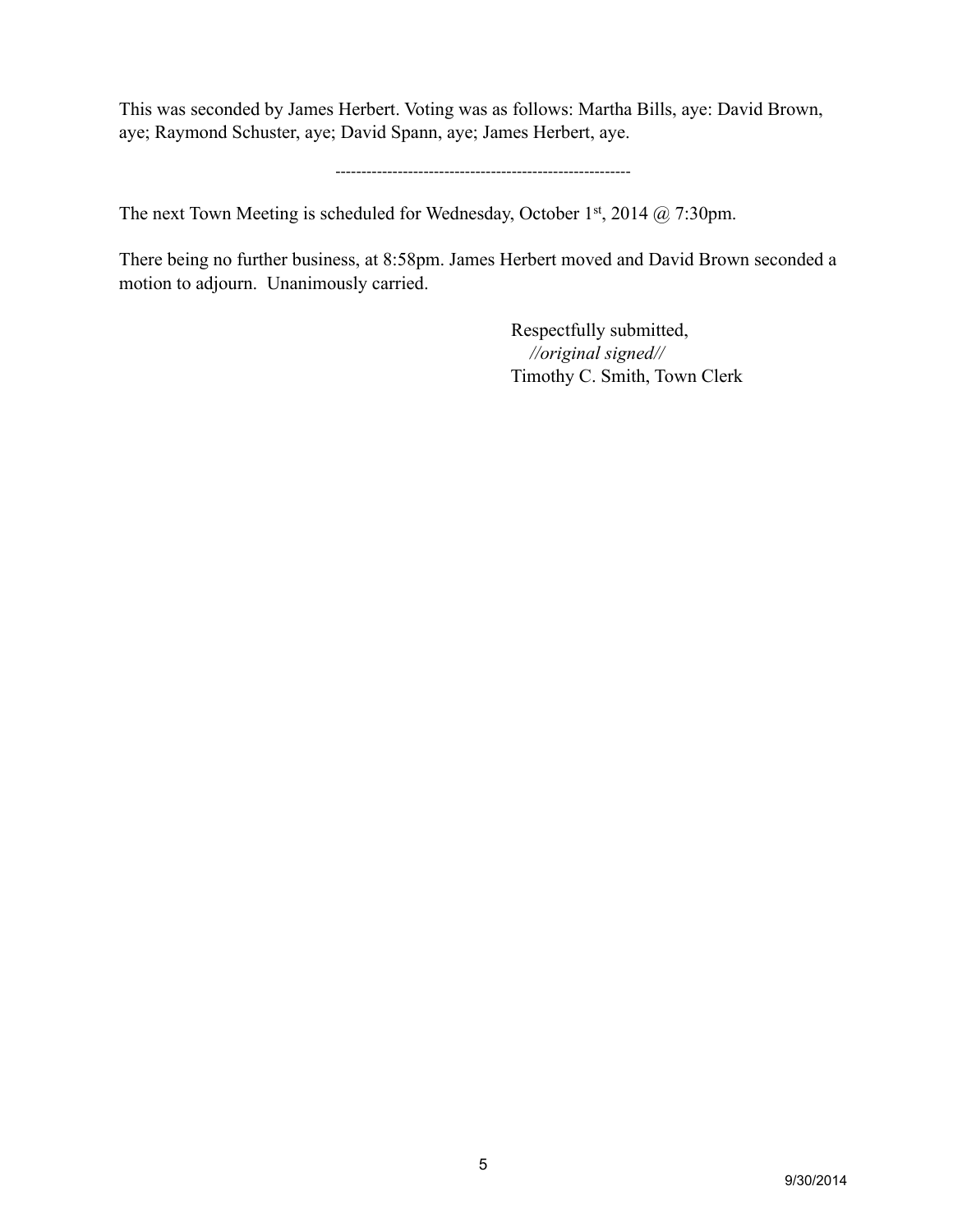This was seconded by James Herbert. Voting was as follows: Martha Bills, aye: David Brown, aye; Raymond Schuster, aye; David Spann, aye; James Herbert, aye.

----------------------------------------------------------

The next Town Meeting is scheduled for Wednesday, October 1st, 2014 @ 7:30pm.

There being no further business, at 8:58pm. James Herbert moved and David Brown seconded a motion to adjourn. Unanimously carried.

Respectfully submitted,
*//original signed//*
Timothy C. Smith, Town Clerk